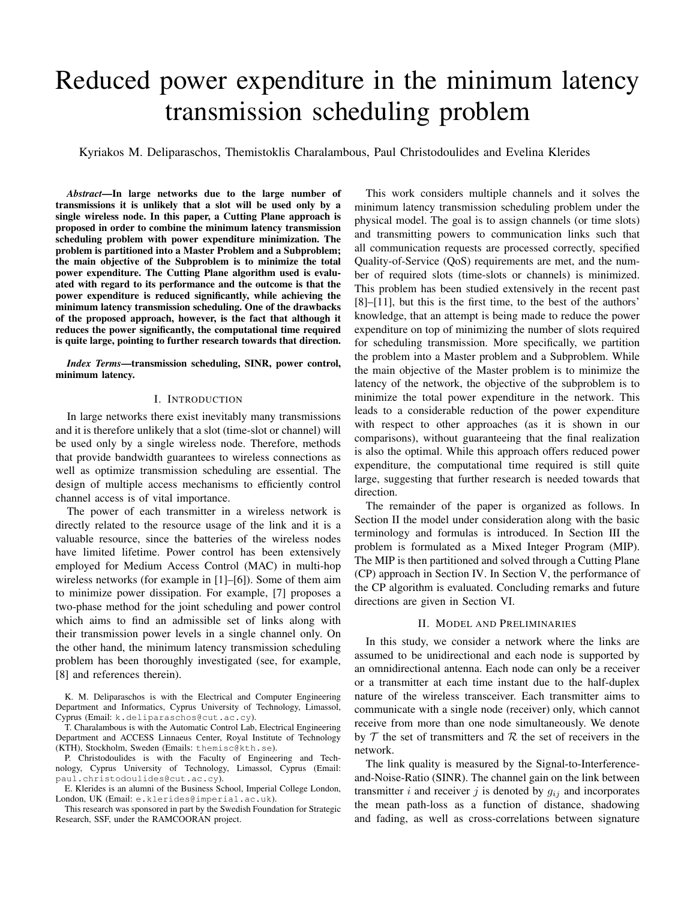# Reduced power expenditure in the minimum latency transmission scheduling problem

Kyriakos M. Deliparaschos, Themistoklis Charalambous, Paul Christodoulides and Evelina Klerides

***Abstract*—In large networks due to the large number of transmissions it is unlikely that a slot will be used only by a single wireless node. In this paper, a Cutting Plane approach is proposed in order to combine the minimum latency transmission scheduling problem with power expenditure minimization. The problem is partitioned into a Master Problem and a Subproblem; the main objective of the Subproblem is to minimize the total power expenditure. The Cutting Plane algorithm used is evaluated with regard to its performance and the outcome is that the power expenditure is reduced significantly, while achieving the minimum latency transmission scheduling. One of the drawbacks of the proposed approach, however, is the fact that although it reduces the power significantly, the computational time required is quite large, pointing to further research towards that direction.**

***Index Terms*—transmission scheduling, SINR, power control, minimum latency.**

## I. Introduction

In large networks there exist inevitably many transmissions and it is therefore unlikely that a slot (time-slot or channel) will be used only by a single wireless node. Therefore, methods that provide bandwidth guarantees to wireless connections as well as optimize transmission scheduling are essential. The design of multiple access mechanisms to efficiently control channel access is of vital importance.

The power of each transmitter in a wireless network is directly related to the resource usage of the link and it is a valuable resource, since the batteries of the wireless nodes have limited lifetime. Power control has been extensively employed for Medium Access Control (MAC) in multi-hop wireless networks (for example in [1]–[6]). Some of them aim to minimize power dissipation. For example, [7] proposes a two-phase method for the joint scheduling and power control which aims to find an admissible set of links along with their transmission power levels in a single channel only. On the other hand, the minimum latency transmission scheduling problem has been thoroughly investigated (see, for example, [8] and references therein).

K. M. Deliparaschos is with the Electrical and Computer Engineering Department and Informatics, Cyprus University of Technology, Limassol, Cyprus (Email: k.deliparaschos@cut.ac.cy).

T. Charalambous is with the Automatic Control Lab, Electrical Engineering Department and ACCESS Linnaeus Center, Royal Institute of Technology (KTH), Stockholm, Sweden (Emails: themisc@kth.se).

P. Christodoulides is with the Faculty of Engineering and Technology, Cyprus University of Technology, Limassol, Cyprus (Email: paul.christodoulides@cut.ac.cy).

E. Klerides is an alumni of the Business School, Imperial College London, London, UK (Email: e.klerides@imperial.ac.uk).

This research was sponsored in part by the Swedish Foundation for Strategic Research, SSF, under the RAMCOORAN project.

This work considers multiple channels and it solves the minimum latency transmission scheduling problem under the physical model. The goal is to assign channels (or time slots) and transmitting powers to communication links such that all communication requests are processed correctly, specified Quality-of-Service (QoS) requirements are met, and the number of required slots (time-slots or channels) is minimized. This problem has been studied extensively in the recent past [8]–[11], but this is the first time, to the best of the authors' knowledge, that an attempt is being made to reduce the power expenditure on top of minimizing the number of slots required for scheduling transmission. More specifically, we partition the problem into a Master problem and a Subproblem. While the main objective of the Master problem is to minimize the latency of the network, the objective of the subproblem is to minimize the total power expenditure in the network. This leads to a considerable reduction of the power expenditure with respect to other approaches (as it is shown in our comparisons), without guaranteeing that the final realization is also the optimal. While this approach offers reduced power expenditure, the computational time required is still quite large, suggesting that further research is needed towards that direction.

The remainder of the paper is organized as follows. In Section II the model under consideration along with the basic terminology and formulas is introduced. In Section III the problem is formulated as a Mixed Integer Program (MIP). The MIP is then partitioned and solved through a Cutting Plane (CP) approach in Section IV. In Section V, the performance of the CP algorithm is evaluated. Concluding remarks and future directions are given in Section VI.

## II. Model and Preliminaries

In this study, we consider a network where the links are assumed to be unidirectional and each node is supported by an omnidirectional antenna. Each node can only be a receiver or a transmitter at each time instant due to the half-duplex nature of the wireless transceiver. Each transmitter aims to communicate with a single node (receiver) only, which cannot receive from more than one node simultaneously. We denote by $\mathcal{T}$ the set of transmitters and $\mathcal{R}$ the set of receivers in the network.

The link quality is measured by the Signal-to-Interference-and-Noise-Ratio (SINR). The channel gain on the link between transmitter $i$ and receiver $j$ is denoted by $g_{ij}$ and incorporates the mean path-loss as a function of distance, shadowing and fading, as well as cross-correlations between signature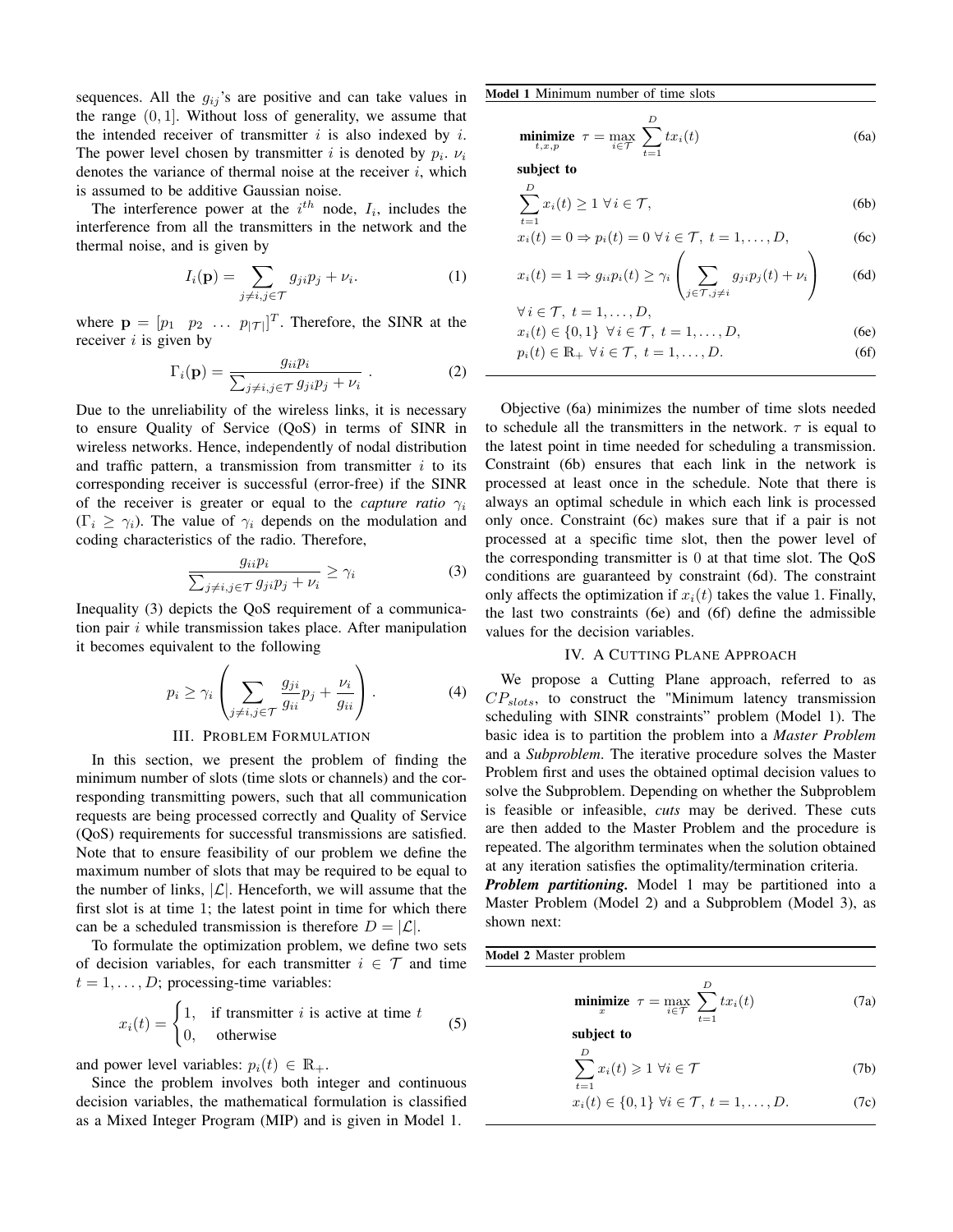sequences. All the $g_{ij}$'s are positive and can take values in the range $(0, 1]$. Without loss of generality, we assume that the intended receiver of transmitter $i$ is also indexed by $i$. The power level chosen by transmitter $i$ is denoted by $p_i$. $\nu_i$ denotes the variance of thermal noise at the receiver $i$, which is assumed to be additive Gaussian noise.

The interference power at the $i^{th}$ node, $I_i$, includes the interference from all the transmitters in the network and the thermal noise, and is given by

$$I_i(\mathbf{p}) = \sum_{j \neq i, j \in \mathcal{T}} g_{ji} p_j + \nu_i. \tag{1}$$

where $\mathbf{p} = [p_1 \;\; p_2 \;\; \ldots \;\; p_{|\mathcal{T}|}]^T$. Therefore, the SINR at the receiver $i$ is given by

$$\Gamma_i(\mathbf{p}) = \frac{g_{ii} p_i}{\sum_{j \neq i, j \in \mathcal{T}} g_{ji} p_j + \nu_i}\;. \tag{2}$$

Due to the unreliability of the wireless links, it is necessary to ensure Quality of Service (QoS) in terms of SINR in wireless networks. Hence, independently of nodal distribution and traffic pattern, a transmission from transmitter $i$ to its corresponding receiver is successful (error-free) if the SINR of the receiver is greater or equal to the *capture ratio* $\gamma_i$ ($\Gamma_i \geq \gamma_i$). The value of $\gamma_i$ depends on the modulation and coding characteristics of the radio. Therefore,

$$\frac{g_{ii} p_i}{\sum_{j \neq i, j \in \mathcal{T}} g_{ji} p_j + \nu_i} \geq \gamma_i \tag{3}$$

Inequality (3) depicts the QoS requirement of a communication pair $i$ while transmission takes place. After manipulation it becomes equivalent to the following

$$p_i \geq \gamma_i \left( \sum_{j \neq i, j \in \mathcal{T}} \frac{g_{ji}}{g_{ii}} p_j + \frac{\nu_i}{g_{ii}} \right). \tag{4}$$

## III. Problem Formulation

In this section, we present the problem of finding the minimum number of slots (time slots or channels) and the corresponding transmitting powers, such that all communication requests are being processed correctly and Quality of Service (QoS) requirements for successful transmissions are satisfied. Note that to ensure feasibility of our problem we define the maximum number of slots that may be required to be equal to the number of links, $|\mathcal{L}|$. Henceforth, we will assume that the first slot is at time 1; the latest point in time for which there can be a scheduled transmission is therefore $D = |\mathcal{L}|$.

To formulate the optimization problem, we define two sets of decision variables, for each transmitter $i \in \mathcal{T}$ and time $t = 1, \ldots, D$; processing-time variables:

$$x_i(t) = \begin{cases} 1, & \text{if transmitter } i \text{ is active at time } t \\ 0, & \text{otherwise} \end{cases} \tag{5}$$

and power level variables: $p_i(t) \in \mathbb{R}_+$.

Since the problem involves both integer and continuous decision variables, the mathematical formulation is classified as a Mixed Integer Program (MIP) and is given in Model 1.

**Model 1** Minimum number of time slots

$$\underset{t,x,p}{\textbf{minimize}} \;\; \tau = \max_{i \in \mathcal{T}} \sum_{t=1}^{D} t x_i(t) \tag{6a}$$

**subject to**

$$\sum_{t=1}^{D} x_i(t) \geq 1 \;\forall\, i \in \mathcal{T}, \tag{6b}$$

$$x_i(t) = 0 \Rightarrow p_i(t) = 0 \;\forall\, i \in \mathcal{T},\; t = 1, \ldots, D, \tag{6c}$$

$$x_i(t) = 1 \Rightarrow g_{ii} p_i(t) \geq \gamma_i \left( \sum_{j \in \mathcal{T}, j \neq i} g_{ji} p_j(t) + \nu_i \right) \tag{6d}$$

$$\forall\, i \in \mathcal{T},\; t = 1, \ldots, D,$$

$$x_i(t) \in \{0, 1\} \;\forall\, i \in \mathcal{T},\; t = 1, \ldots, D, \tag{6e}$$

$$p_i(t) \in \mathbb{R}_+ \;\forall\, i \in \mathcal{T},\; t = 1, \ldots, D. \tag{6f}$$

Objective (6a) minimizes the number of time slots needed to schedule all the transmitters in the network. $\tau$ is equal to the latest point in time needed for scheduling a transmission. Constraint (6b) ensures that each link in the network is processed at least once in the schedule. Note that there is always an optimal schedule in which each link is processed only once. Constraint (6c) makes sure that if a pair is not processed at a specific time slot, then the power level of the corresponding transmitter is 0 at that time slot. The QoS conditions are guaranteed by constraint (6d). The constraint only affects the optimization if $x_i(t)$ takes the value 1. Finally, the last two constraints (6e) and (6f) define the admissible values for the decision variables.

## IV. A Cutting Plane Approach

We propose a Cutting Plane approach, referred to as $CP_{slots}$, to construct the "Minimum latency transmission scheduling with SINR constraints" problem (Model 1). The basic idea is to partition the problem into a *Master Problem* and a *Subproblem*. The iterative procedure solves the Master Problem first and uses the obtained optimal decision values to solve the Subproblem. Depending on whether the Subproblem is feasible or infeasible, *cuts* may be derived. These cuts are then added to the Master Problem and the procedure is repeated. The algorithm terminates when the solution obtained at any iteration satisfies the optimality/termination criteria.

***Problem partitioning.*** Model 1 may be partitioned into a Master Problem (Model 2) and a Subproblem (Model 3), as shown next:

**Model 2** Master problem

$$\underset{x}{\textbf{minimize}} \;\; \tau = \max_{i \in \mathcal{T}} \sum_{t=1}^{D} t x_i(t) \tag{7a}$$

**subject to**

$$\sum_{t=1}^{D} x_i(t) \geqslant 1 \;\forall i \in \mathcal{T} \tag{7b}$$

$$x_i(t) \in \{0, 1\} \;\forall\, i \in \mathcal{T},\; t = 1, \ldots, D. \tag{7c}$$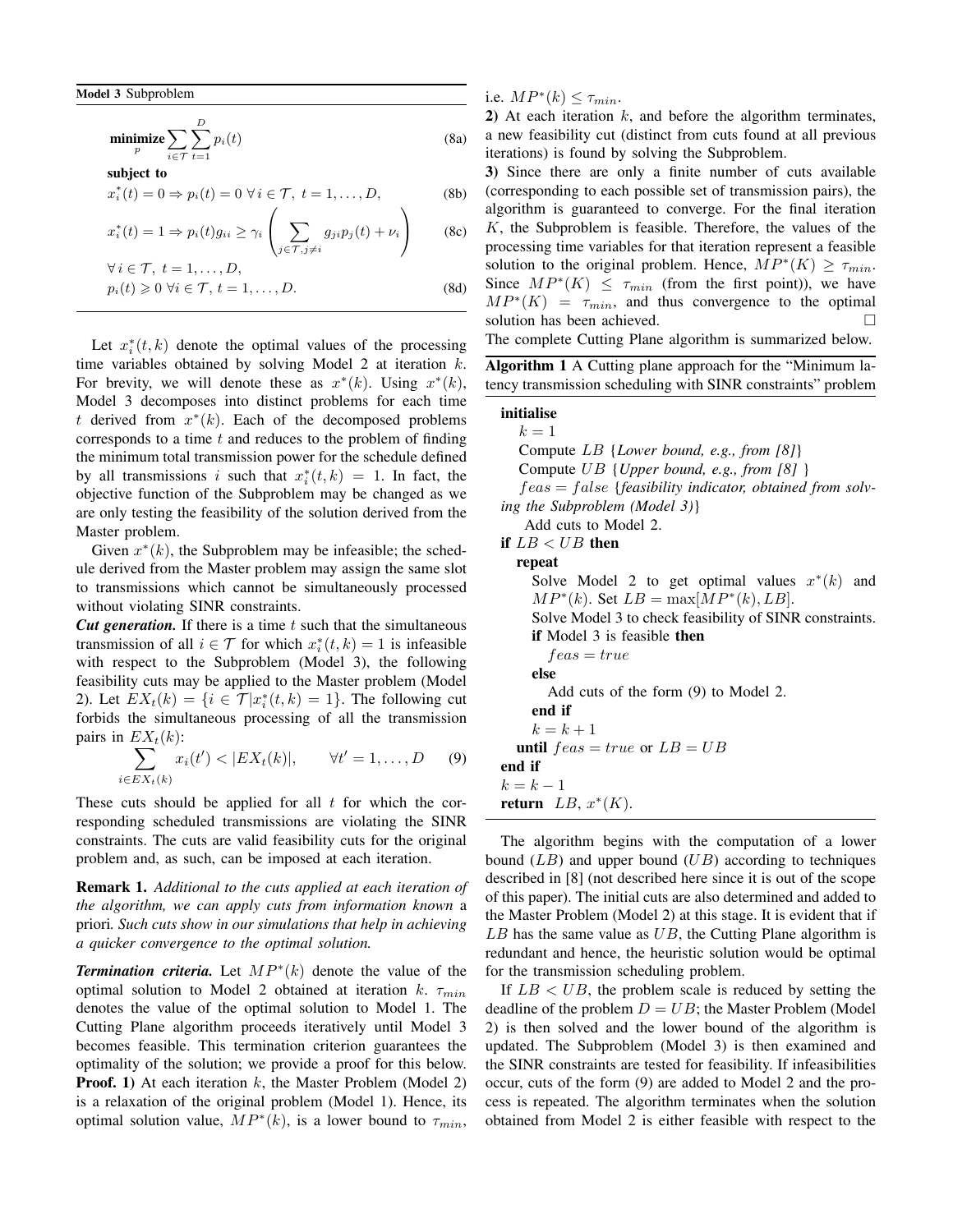**Model 3** Subproblem

$$\underset{p}{\text{minimize}} \sum_{i\in\mathcal{T}} \sum_{t=1}^{D} p_i(t) \tag{8a}$$

**subject to**

$$x_i^*(t) = 0 \Rightarrow p_i(t) = 0 \ \forall\, i \in \mathcal{T},\ t = 1,\ldots,D, \tag{8b}$$

$$x_i^*(t) = 1 \Rightarrow p_i(t) g_{ii} \geq \gamma_i \left( \sum_{j\in\mathcal{T}, j\neq i} g_{ji} p_j(t) + \nu_i \right) \tag{8c}$$

$$\forall\, i \in \mathcal{T},\ t = 1,\ldots,D,$$

$$p_i(t) \geqslant 0 \ \forall i \in \mathcal{T},\ t = 1,\ldots,D. \tag{8d}$$

Let $x_i^*(t,k)$ denote the optimal values of the processing time variables obtained by solving Model 2 at iteration $k$. For brevity, we will denote these as $x^*(k)$. Using $x^*(k)$, Model 3 decomposes into distinct problems for each time $t$ derived from $x^*(k)$. Each of the decomposed problems corresponds to a time $t$ and reduces to the problem of finding the minimum total transmission power for the schedule defined by all transmissions $i$ such that $x_i^*(t,k) = 1$. In fact, the objective function of the Subproblem may be changed as we are only testing the feasibility of the solution derived from the Master problem.

Given $x^*(k)$, the Subproblem may be infeasible; the schedule derived from the Master problem may assign the same slot to transmissions which cannot be simultaneously processed without violating SINR constraints.

***Cut generation.*** If there is a time $t$ such that the simultaneous transmission of all $i \in \mathcal{T}$ for which $x_i^*(t,k) = 1$ is infeasible with respect to the Subproblem (Model 3), the following feasibility cuts may be applied to the Master problem (Model 2). Let $EX_t(k) = \{i \in \mathcal{T} | x_i^*(t,k) = 1\}$. The following cut forbids the simultaneous processing of all the transmission pairs in $EX_t(k)$:

$$\sum_{i\in EX_t(k)} x_i(t') < |EX_t(k)|, \qquad \forall t' = 1,\ldots,D \tag{9}$$

These cuts should be applied for all $t$ for which the corresponding scheduled transmissions are violating the SINR constraints. The cuts are valid feasibility cuts for the original problem and, as such, can be imposed at each iteration.

**Remark 1.** *Additional to the cuts applied at each iteration of the algorithm, we can apply cuts from information known* a priori. *Such cuts show in our simulations that help in achieving a quicker convergence to the optimal solution.*

***Termination criteria.*** Let $MP^*(k)$ denote the value of the optimal solution to Model 2 obtained at iteration $k$. $\tau_{min}$ denotes the value of the optimal solution to Model 1. The Cutting Plane algorithm proceeds iteratively until Model 3 becomes feasible. This termination criterion guarantees the optimality of the solution; we provide a proof for this below.

**Proof. 1)** At each iteration $k$, the Master Problem (Model 2) is a relaxation of the original problem (Model 1). Hence, its optimal solution value, $MP^*(k)$, is a lower bound to $\tau_{min}$, i.e. $MP^*(k) \leq \tau_{min}$.

**2)** At each iteration $k$, and before the algorithm terminates, a new feasibility cut (distinct from cuts found at all previous iterations) is found by solving the Subproblem.

**3)** Since there are only a finite number of cuts available (corresponding to each possible set of transmission pairs), the algorithm is guaranteed to converge. For the final iteration $K$, the Subproblem is feasible. Therefore, the values of the processing time variables for that iteration represent a feasible solution to the original problem. Hence, $MP^*(K) \geq \tau_{min}$. Since $MP^*(K) \leq \tau_{min}$ (from the first point)), we have $MP^*(K) = \tau_{min}$, and thus convergence to the optimal solution has been achieved. □

The complete Cutting Plane algorithm is summarized below.

**Algorithm 1** A Cutting plane approach for the "Minimum latency transmission scheduling with SINR constraints" problem

```
initialise
   k = 1
   Compute LB {Lower bound, e.g., from [8]}
   Compute UB {Upper bound, e.g., from [8] }
   feas = false {feasibility indicator, obtained from solving the Subproblem (Model 3)}
   Add cuts to Model 2.
if LB < UB then
   repeat
      Solve Model 2 to get optimal values x*(k) and MP*(k). Set LB = max[MP*(k), LB].
      Solve Model 3 to check feasibility of SINR constraints.
      if Model 3 is feasible then
         feas = true
      else
         Add cuts of the form (9) to Model 2.
      end if
      k = k + 1
   until feas = true or LB = UB
end if
k = k − 1
return LB, x*(K).
```

The algorithm begins with the computation of a lower bound ($LB$) and upper bound ($UB$) according to techniques described in [8] (not described here since it is out of the scope of this paper). The initial cuts are also determined and added to the Master Problem (Model 2) at this stage. It is evident that if $LB$ has the same value as $UB$, the Cutting Plane algorithm is redundant and hence, the heuristic solution would be optimal for the transmission scheduling problem.

If $LB < UB$, the problem scale is reduced by setting the deadline of the problem $D = UB$; the Master Problem (Model 2) is then solved and the lower bound of the algorithm is updated. The Subproblem (Model 3) is then examined and the SINR constraints are tested for feasibility. If infeasibilities occur, cuts of the form (9) are added to Model 2 and the process is repeated. The algorithm terminates when the solution obtained from Model 2 is either feasible with respect to the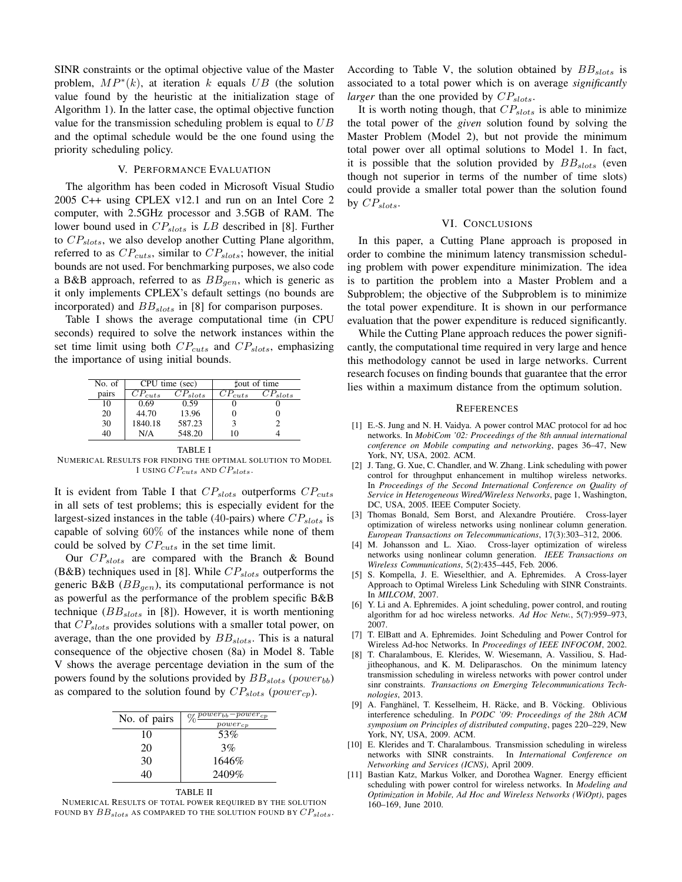SINR constraints or the optimal objective value of the Master problem, $MP^*(k)$, at iteration $k$ equals $UB$ (the solution value found by the heuristic at the initialization stage of Algorithm 1). In the latter case, the optimal objective function value for the transmission scheduling problem is equal to $UB$ and the optimal schedule would be the one found using the priority scheduling policy.

## V. Performance Evaluation

The algorithm has been coded in Microsoft Visual Studio 2005 C++ using CPLEX v12.1 and run on an Intel Core 2 computer, with 2.5GHz processor and 3.5GB of RAM. The lower bound used in $CP_{slots}$ is $LB$ described in [8]. Further to $CP_{slots}$, we also develop another Cutting Plane algorithm, referred to as $CP_{cuts}$, similar to $CP_{slots}$; however, the initial bounds are not used. For benchmarking purposes, we also code a B&B approach, referred to as $BB_{gen}$, which is generic as it only implements CPLEX's default settings (no bounds are incorporated) and $BB_{slots}$ in [8] for comparison purposes.

Table I shows the average computational time (in CPU seconds) required to solve the network instances within the set time limit using both $CP_{cuts}$ and $CP_{slots}$, emphasizing the importance of using initial bounds.

| No. of pairs | CPU time (sec) | | ♯out of time | |
|---|---|---|---|---|
| | $CP_{cuts}$ | $CP_{slots}$ | $CP_{cuts}$ | $CP_{slots}$ |
| 10 | 0.69 | 0.59 | 0 | 0 |
| 20 | 44.70 | 13.96 | 0 | 0 |
| 30 | 1840.18 | 587.23 | 3 | 2 |
| 40 | N/A | 548.20 | 10 | 4 |

TABLE I
Numerical Results for finding the optimal solution to Model 1 using $CP_{cuts}$ and $CP_{slots}$.

It is evident from Table I that $CP_{slots}$ outperforms $CP_{cuts}$ in all sets of test problems; this is especially evident for the largest-sized instances in the table (40-pairs) where $CP_{slots}$ is capable of solving $60\%$ of the instances while none of them could be solved by $CP_{cuts}$ in the set time limit.

Our $CP_{slots}$ are compared with the Branch & Bound (B&B) techniques used in [8]. While $CP_{slots}$ outperforms the generic B&B ($BB_{gen}$), its computational performance is not as powerful as the performance of the problem specific B&B technique ($BB_{slots}$ in [8]). However, it is worth mentioning that $CP_{slots}$ provides solutions with a smaller total power, on average, than the one provided by $BB_{slots}$. This is a natural consequence of the objective chosen (8a) in Model 8. Table V shows the average percentage deviation in the sum of the powers found by the solutions provided by $BB_{slots}$ ($power_{bb}$) as compared to the solution found by $CP_{slots}$ ($power_{cp}$).

| No. of pairs | $\%\frac{power_{bb}-power_{cp}}{power_{cp}}$ |
|---|---|
| 10 | 53% |
| 20 | 3% |
| 30 | 1646% |
| 40 | 2409% |

TABLE II
Numerical Results of total power required by the solution found by $BB_{slots}$ as compared to the solution found by $CP_{slots}$.

According to Table V, the solution obtained by $BB_{slots}$ is associated to a total power which is on average *significantly larger* than the one provided by $CP_{slots}$.

It is worth noting though, that $CP_{slots}$ is able to minimize the total power of the *given* solution found by solving the Master Problem (Model 2), but not provide the minimum total power over all optimal solutions to Model 1. In fact, it is possible that the solution provided by $BB_{slots}$ (even though not superior in terms of the number of time slots) could provide a smaller total power than the solution found by $CP_{slots}$.

## VI. Conclusions

In this paper, a Cutting Plane approach is proposed in order to combine the minimum latency transmission scheduling problem with power expenditure minimization. The idea is to partition the problem into a Master Problem and a Subproblem; the objective of the Subproblem is to minimize the total power expenditure. It is shown in our performance evaluation that the power expenditure is reduced significantly.

While the Cutting Plane approach reduces the power significantly, the computational time required in very large and hence this methodology cannot be used in large networks. Current research focuses on finding bounds that guarantee that the error lies within a maximum distance from the optimum solution.

## References

[1] E.-S. Jung and N. H. Vaidya. A power control MAC protocol for ad hoc networks. In *MobiCom '02: Proceedings of the 8th annual international conference on Mobile computing and networking*, pages 36–47, New York, NY, USA, 2002. ACM.

[2] J. Tang, G. Xue, C. Chandler, and W. Zhang. Link scheduling with power control for throughput enhancement in multihop wireless networks. In *Proceedings of the Second International Conference on Quality of Service in Heterogeneous Wired/Wireless Networks*, page 1, Washington, DC, USA, 2005. IEEE Computer Society.

[3] Thomas Bonald, Sem Borst, and Alexandre Proutiére. Cross-layer optimization of wireless networks using nonlinear column generation. *European Transactions on Telecommunications*, 17(3):303–312, 2006.

[4] M. Johansson and L. Xiao. Cross-layer optimization of wireless networks using nonlinear column generation. *IEEE Transactions on Wireless Communications*, 5(2):435–445, Feb. 2006.

[5] S. Kompella, J. E. Wieselthier, and A. Ephremides. A Cross-layer Approach to Optimal Wireless Link Scheduling with SINR Constraints. In *MILCOM*, 2007.

[6] Y. Li and A. Ephremides. A joint scheduling, power control, and routing algorithm for ad hoc wireless networks. *Ad Hoc Netw.*, 5(7):959–973, 2007.

[7] T. ElBatt and A. Ephremides. Joint Scheduling and Power Control for Wireless Ad-hoc Networks. In *Proceedings of IEEE INFOCOM*, 2002.

[8] T. Charalambous, E. Klerides, W. Wiesemann, A. Vassiliou, S. Hadjitheophanous, and K. M. Deliparaschos. On the minimum latency transmission scheduling in wireless networks with power control under sinr constraints. *Transactions on Emerging Telecommunications Technologies*, 2013.

[9] A. Fanghänel, T. Kesselheim, H. Räcke, and B. Vöcking. Oblivious interference scheduling. In *PODC '09: Proceedings of the 28th ACM symposium on Principles of distributed computing*, pages 220–229, New York, NY, USA, 2009. ACM.

[10] E. Klerides and T. Charalambous. Transmission scheduling in wireless networks with SINR constraints. In *International Conference on Networking and Services (ICNS)*, April 2009.

[11] Bastian Katz, Markus Volker, and Dorothea Wagner. Energy efficient scheduling with power control for wireless networks. In *Modeling and Optimization in Mobile, Ad Hoc and Wireless Networks (WiOpt)*, pages 160–169, June 2010.